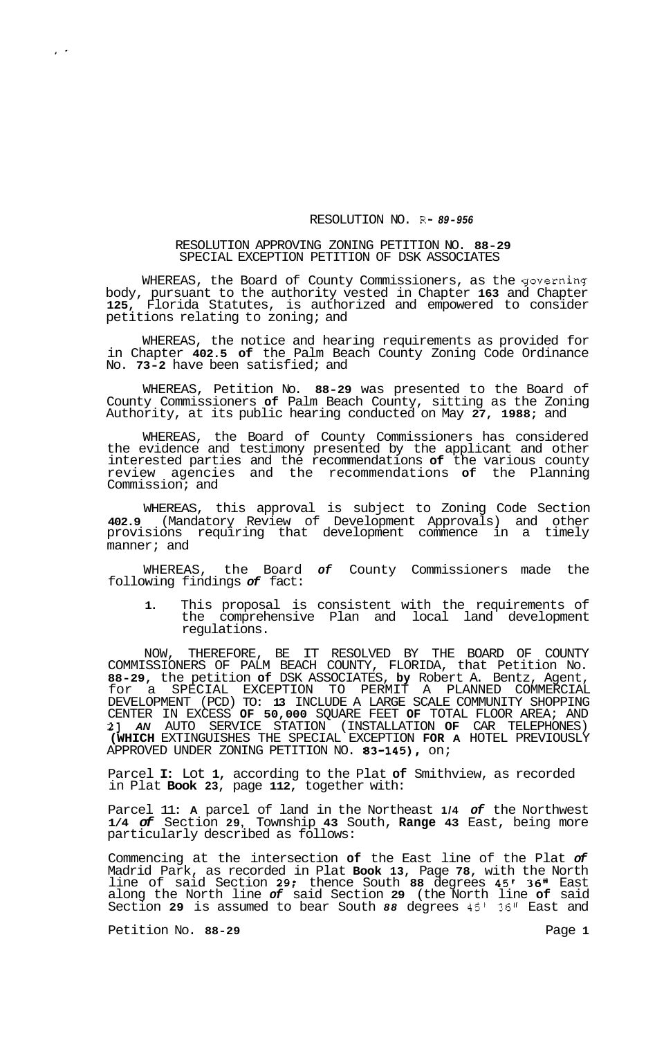RESOLUTION NO. R- 89-956

RESOLUTION APPROVING ZONING PETITION NO. 88-29
SPECIAL EXCEPTION PETITION OF DSK ASSOCIATES

WHEREAS, the Board of County Commissioners, as the governing body, pursuant to the authority vested in Chapter 163 and Chapter 125, Florida Statutes, is authorized and empowered to consider petitions relating to zoning; and

WHEREAS, the notice and hearing requirements as provided for in Chapter 402.5 of the Palm Beach County Zoning Code Ordinance No. 73-2 have been satisfied; and

WHEREAS, Petition No. 88-29 was presented to the Board of County Commissioners of Palm Beach County, sitting as the Zoning Authority, at its public hearing conducted on May 27, 1988; and

WHEREAS, the Board of County Commissioners has considered the evidence and testimony presented by the applicant and other interested parties and the recommendations of the various county review agencies and the recommendations of the Planning Commission; and

WHEREAS, this approval is subject to Zoning Code Section 402.9 (Mandatory Review of Development Approvals) and other provisions requiring that development commence in a timely manner; and

WHEREAS, the Board of County Commissioners made the following findings of fact:

1. This proposal is consistent with the requirements of the comprehensive Plan and local land development regulations.

NOW, THEREFORE, BE IT RESOLVED BY THE BOARD OF COUNTY COMMISSIONERS OF PALM BEACH COUNTY, FLORIDA, that Petition No. 88-29, the petition of DSK ASSOCIATES, by Robert A. Bentz, Agent, for a SPECIAL EXCEPTION TO PERMIT A PLANNED COMMERCIAL DEVELOPMENT (PCD) TO: 1] INCLUDE A LARGE SCALE COMMUNITY SHOPPING CENTER IN EXCESS OF 50,000 SQUARE FEET OF TOTAL FLOOR AREA; AND 2] AN AUTO SERVICE STATION (INSTALLATION OF CAR TELEPHONES) (WHICH EXTINGUISHES THE SPECIAL EXCEPTION FOR A HOTEL PREVIOUSLY APPROVED UNDER ZONING PETITION NO. 83-145), on;

Parcel I: Lot 1, according to the Plat of Smithview, as recorded in Plat Book 23, page 112, together with:

Parcel II: A parcel of land in the Northeast 1/4 of the Northwest 1/4 of Section 29, Township 43 South, Range 43 East, being more particularly described as follows:

Commencing at the intersection of the East line of the Plat of Madrid Park, as recorded in Plat Book 13, Page 78, with the North line of said Section 29; thence South 88 degrees 45' 36" East along the North line of said Section 29 (the North line of said Section 29 is assumed to bear South 88 degrees 45' 36" East and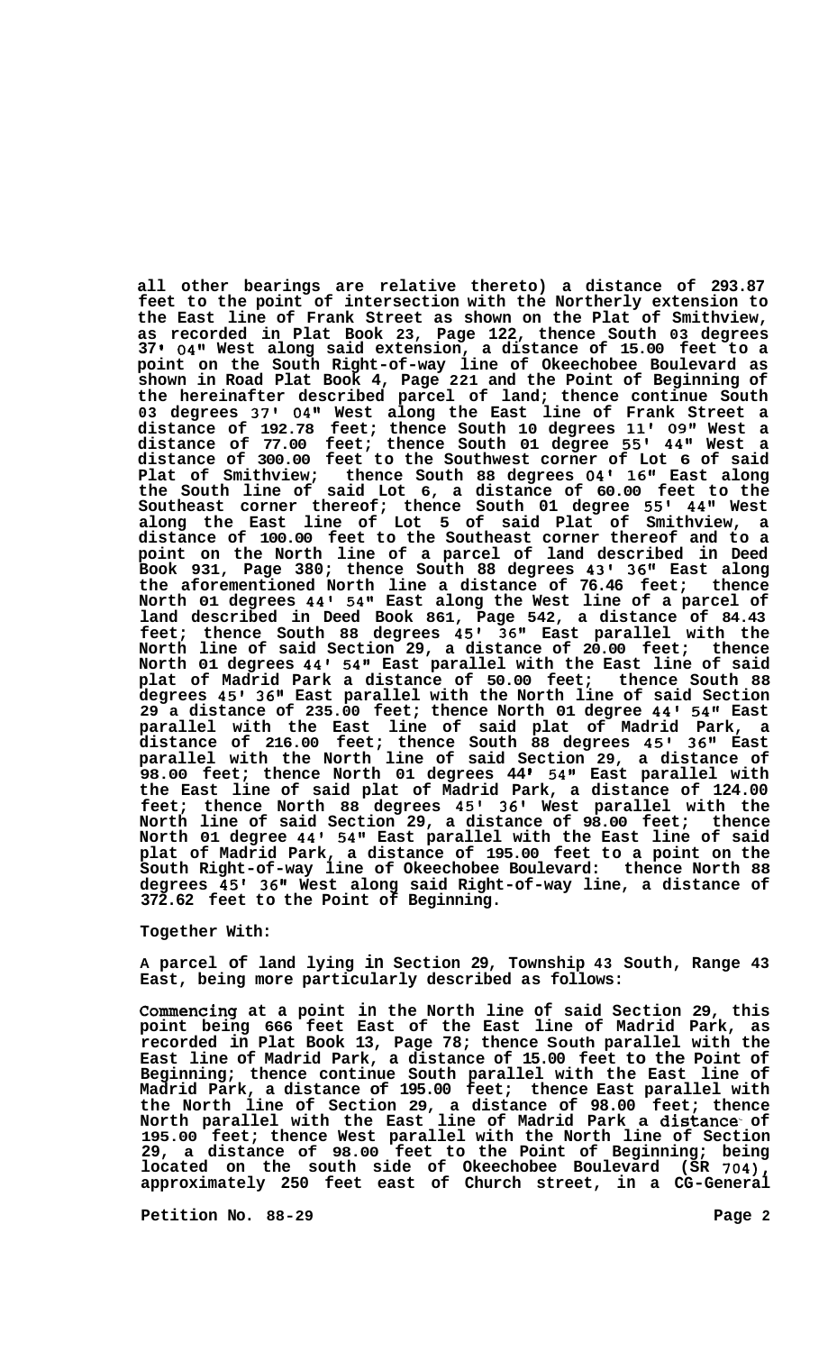all other bearings are relative thereto) a distance of 293.87 feet to the point of intersection with the Northerly extension to the East line of Frank Street as shown on the Plat of Smithview, as recorded in Plat Book 23, Page 122, thence South 03 degrees 37' 04" West along said extension, a distance of 15.00 feet to a point on the South Right-of-way line of Okeechobee Boulevard as shown in Road Plat Book 4, Page 221 and the Point of Beginning of the hereinafter described parcel of land; thence continue South 03 degrees 37' 04" West along the East line of Frank Street a distance of 192.78 feet; thence South 10 degrees 11' 09" West a distance of 77.00 feet; thence South 01 degree 55' 44" West a distance of 300.00 feet to the Southwest corner of Lot 6 of said Plat of Smithview; thence South 88 degrees 04' 16" East along the South line of said Lot 6, a distance of 60.00 feet to the Southeast corner thereof; thence South 01 degree 55' 44" West along the East line of Lot 5 of said Plat of Smithview, a distance of 100.00 feet to the Southeast corner thereof and to a point on the North line of a parcel of land described in Deed Book 931, Page 380; thence South 88 degrees 43' 36" East along the aforementioned North line a distance of 76.46 feet; thence North 01 degrees 44' 54" East along the West line of a parcel of land described in Deed Book 861, Page 542, a distance of 84.43 feet; thence South 88 degrees 45' 36" East parallel with the North line of said Section 29, a distance of 20.00 feet; thence North 01 degrees 44' 54" East parallel with the East line of said plat of Madrid Park a distance of 50.00 feet; thence South 88 degrees 45' 36" East parallel with the North line of said Section 29 a distance of 235.00 feet; thence North 01 degree 44' 54" East parallel with the East line of said plat of Madrid Park, a distance of 216.00 feet; thence South 88 degrees 45' 36" East parallel with the North line of said Section 29, a distance of 98.00 feet; thence North 01 degrees 44' 54" East parallel with the East line of said plat of Madrid Park, a distance of 124.00 feet; thence North 88 degrees 45' 36' West parallel with the North line of said Section 29, a distance of 98.00 feet; thence North 01 degree 44' 54" East parallel with the East line of said plat of Madrid Park, a distance of 195.00 feet to a point on the South Right-of-way line of Okeechobee Boulevard: thence North 88 degrees 45' 36" West along said Right-of-way line, a distance of 372.62 feet to the Point of Beginning.

Together With:

A parcel of land lying in Section 29, Township 43 South, Range 43 East, being more particularly described as follows:

Commencing at a point in the North line of said Section 29, this point being 666 feet East of the East line of Madrid Park, as recorded in Plat Book 13, Page 78; thence South parallel with the East line of Madrid Park, a distance of 15.00 feet to the Point of Beginning; thence continue South parallel with the East line of Madrid Park, a distance of 195.00 feet; thence East parallel with the North line of Section 29, a distance of 98.00 feet; thence North parallel with the East line of Madrid Park a distance of 195.00 feet; thence West parallel with the North line of Section 29, a distance of 98.00 feet to the Point of Beginning; being located on the south side of Okeechobee Boulevard (SR 704), approximately 250 feet east of Church street, in a CG-General

Petition No. 88-29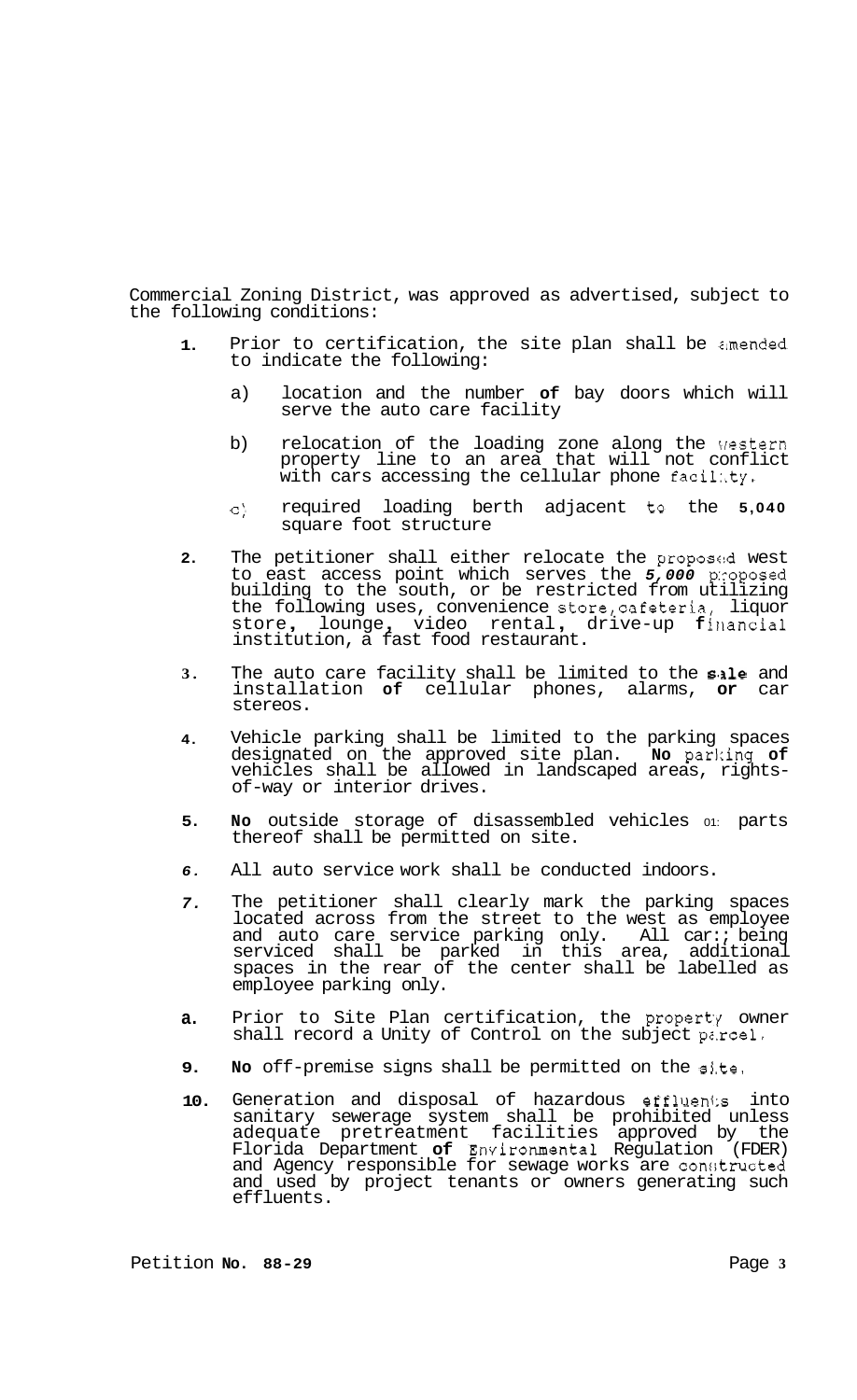Commercial Zoning District, was approved as advertised, subject to the following conditions:

1. Prior to certification, the site plan shall be amended to indicate the following:

   a) location and the number of bay doors which will serve the auto care facility

   b) relocation of the loading zone along the western property line to an area that will not conflict with cars accessing the cellular phone facility.

   c) required loading berth adjacent to the 5,040 square foot structure

2. The petitioner shall either relocate the proposed west to east access point which serves the *5,000* proposed building to the south, or be restricted from utilizing the following uses, convenience store, cafeteria, liquor store, lounge, video rental, drive-up financial institution, a fast food restaurant.

3. The auto care facility shall be limited to the sale and installation of cellular phones, alarms, or car stereos.

4. Vehicle parking shall be limited to the parking spaces designated on the approved site plan. No parking of vehicles shall be allowed in landscaped areas, rights-of-way or interior drives.

5. No outside storage of disassembled vehicles or parts thereof shall be permitted on site.

6. All auto service work shall be conducted indoors.

7. The petitioner shall clearly mark the parking spaces located across from the street to the west as employee and auto care service parking only. All cars being serviced shall be parked in this area, additional spaces in the rear of the center shall be labelled as employee parking only.

8. Prior to Site Plan certification, the property owner shall record a Unity of Control on the subject parcel.

9. No off-premise signs shall be permitted on the site.

10. Generation and disposal of hazardous effluents into sanitary sewerage system shall be prohibited unless adequate pretreatment facilities approved by the Florida Department of Environmental Regulation (FDER) and Agency responsible for sewage works are constructed and used by project tenants or owners generating such effluents.

Petition No. 88-29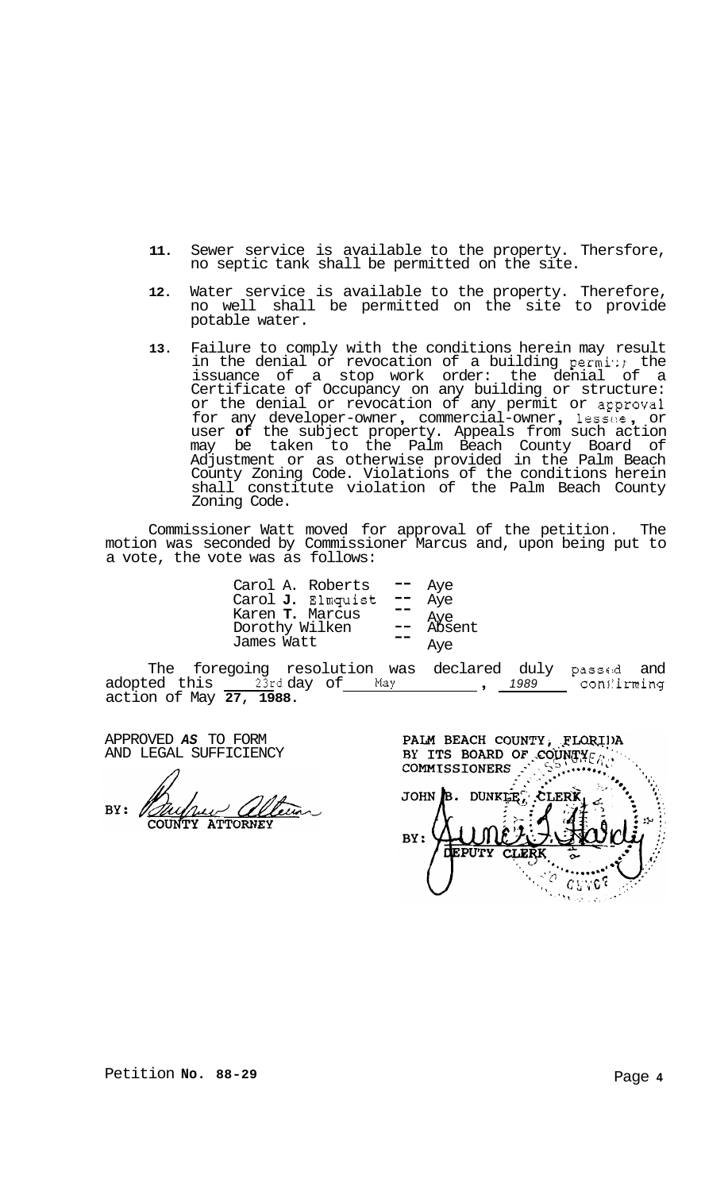11. Sewer service is available to the property. Thersfore, no septic tank shall be permitted on the site.

12. Water service is available to the property. Therefore, no well shall be permitted on the site to provide potable water.

13. Failure to comply with the conditions herein may result in the denial or revocation of a building permit; the issuance of a stop work order: the denial of a Certificate of Occupancy on any building or structure: or the denial or revocation of any permit or approval for any developer-owner, commercial-owner, lessee, or user of the subject property. Appeals from such action may be taken to the Palm Beach County Board of Adjustment or as otherwise provided in the Palm Beach County Zoning Code. Violations of the conditions herein shall constitute violation of the Palm Beach County Zoning Code.

Commissioner Watt moved for approval of the petition. The motion was seconded by Commissioner Marcus and, upon being put to a vote, the vote was as follows:

| | | |
|---|---|---|
| Carol A. Roberts | -- | Aye |
| Carol J. Elmquist | -- | Aye |
| Karen T. Marcus | -- | Aye |
| Dorothy Wilken | -- | Absent |
| James Watt | -- | Aye |

The foregoing resolution was declared duly passed and adopted this 23rd day of May, 1989 confirming action of May 27, 1988.

APPROVED AS TO FORM
AND LEGAL SUFFICIENCY

BY: COUNTY ATTORNEY

PALM BEACH COUNTY, FLORIDA
BY ITS BOARD OF COUNTY COMMISSIONERS

JOHN B. DUNKLE, CLERK

BY: DEPUTY CLERK

Petition No. 88-29